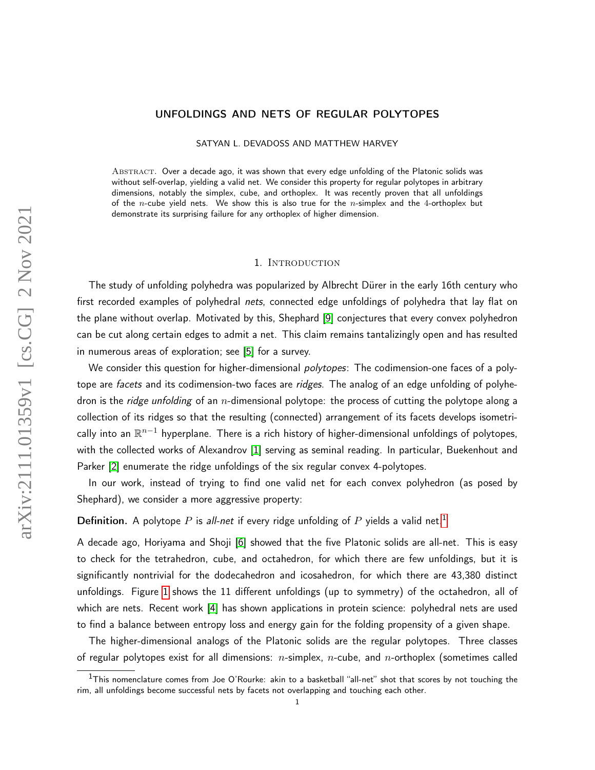# UNFOLDINGS AND NETS OF REGULAR POLYTOPES

SATYAN L. DEVADOSS AND MATTHEW HARVEY

Abstract. Over a decade ago, it was shown that every edge unfolding of the Platonic solids was without self-overlap, yielding a valid net. We consider this property for regular polytopes in arbitrary dimensions, notably the simplex, cube, and orthoplex. It was recently proven that all unfoldings of the $n$-cube yield nets. We show this is also true for the $n$-simplex and the 4-orthoplex but demonstrate its surprising failure for any orthoplex of higher dimension.

## 1. Introduction

The study of unfolding polyhedra was popularized by Albrecht Dürer in the early 16th century who first recorded examples of polyhedral *nets*, connected edge unfoldings of polyhedra that lay flat on the plane without overlap. Motivated by this, Shephard [9] conjectures that every convex polyhedron can be cut along certain edges to admit a net. This claim remains tantalizingly open and has resulted in numerous areas of exploration; see [5] for a survey.

We consider this question for higher-dimensional *polytopes*: The codimension-one faces of a polytope are *facets* and its codimension-two faces are *ridges*. The analog of an edge unfolding of polyhedron is the *ridge unfolding* of an $n$-dimensional polytope: the process of cutting the polytope along a collection of its ridges so that the resulting (connected) arrangement of its facets develops isometrically into an $\mathbb{R}^{n-1}$ hyperplane. There is a rich history of higher-dimensional unfoldings of polytopes, with the collected works of Alexandrov [1] serving as seminal reading. In particular, Buekenhout and Parker [2] enumerate the ridge unfoldings of the six regular convex 4-polytopes.

In our work, instead of trying to find one valid net for each convex polyhedron (as posed by Shephard), we consider a more aggressive property:

**Definition.** A polytope $P$ is *all-net* if every ridge unfolding of $P$ yields a valid net.[1]

A decade ago, Horiyama and Shoji [6] showed that the five Platonic solids are all-net. This is easy to check for the tetrahedron, cube, and octahedron, for which there are few unfoldings, but it is significantly nontrivial for the dodecahedron and icosahedron, for which there are 43,380 distinct unfoldings. Figure 1 shows the 11 different unfoldings (up to symmetry) of the octahedron, all of which are nets. Recent work [4] has shown applications in protein science: polyhedral nets are used to find a balance between entropy loss and energy gain for the folding propensity of a given shape.

The higher-dimensional analogs of the Platonic solids are the regular polytopes. Three classes of regular polytopes exist for all dimensions: $n$-simplex, $n$-cube, and $n$-orthoplex (sometimes called

[1] This nomenclature comes from Joe O'Rourke: akin to a basketball "all-net" shot that scores by not touching the rim, all unfoldings become successful nets by facets not overlapping and touching each other.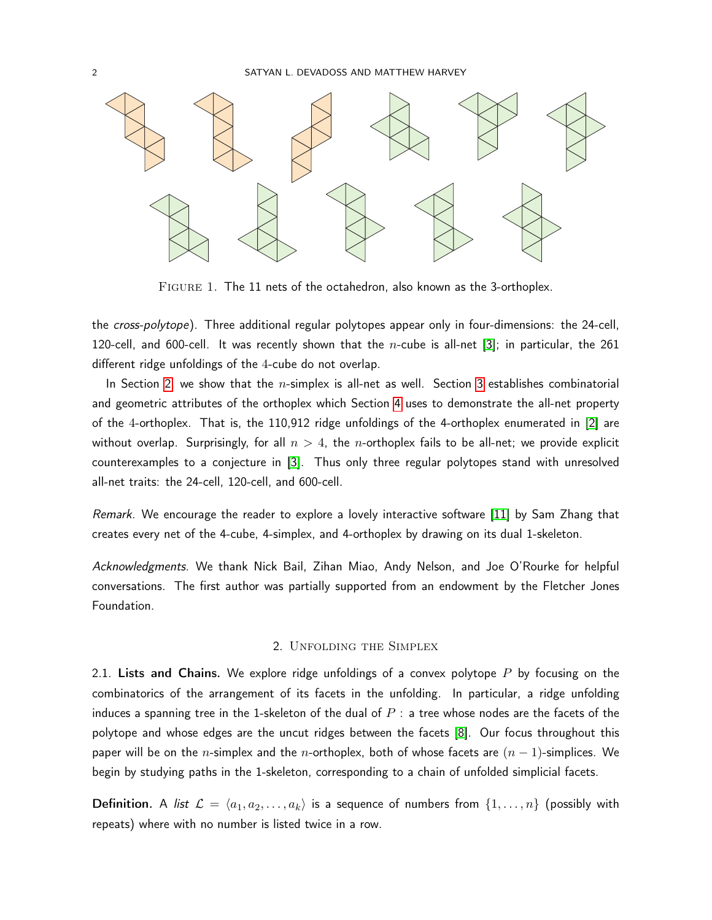Figure 1. The 11 nets of the octahedron, also known as the 3-orthoplex.

the *cross-polytope*). Three additional regular polytopes appear only in four-dimensions: the 24-cell, 120-cell, and 600-cell. It was recently shown that the $n$-cube is all-net [3]; in particular, the 261 different ridge unfoldings of the 4-cube do not overlap.

In Section 2, we show that the $n$-simplex is all-net as well. Section 3 establishes combinatorial and geometric attributes of the orthoplex which Section 4 uses to demonstrate the all-net property of the 4-orthoplex. That is, the 110,912 ridge unfoldings of the 4-orthoplex enumerated in [2] are without overlap. Surprisingly, for all $n > 4$, the $n$-orthoplex fails to be all-net; we provide explicit counterexamples to a conjecture in [3]. Thus only three regular polytopes stand with unresolved all-net traits: the 24-cell, 120-cell, and 600-cell.

*Remark.* We encourage the reader to explore a lovely interactive software [11] by Sam Zhang that creates every net of the 4-cube, 4-simplex, and 4-orthoplex by drawing on its dual 1-skeleton.

*Acknowledgments.* We thank Nick Bail, Zihan Miao, Andy Nelson, and Joe O'Rourke for helpful conversations. The first author was partially supported from an endowment by the Fletcher Jones Foundation.

## 2. Unfolding the Simplex

2.1. **Lists and Chains.** We explore ridge unfoldings of a convex polytope $P$ by focusing on the combinatorics of the arrangement of its facets in the unfolding. In particular, a ridge unfolding induces a spanning tree in the 1-skeleton of the dual of $P$ : a tree whose nodes are the facets of the polytope and whose edges are the uncut ridges between the facets [8]. Our focus throughout this paper will be on the $n$-simplex and the $n$-orthoplex, both of whose facets are $(n-1)$-simplices. We begin by studying paths in the 1-skeleton, corresponding to a chain of unfolded simplicial facets.

**Definition.** A *list* $\mathcal{L} = \langle a_1, a_2, \ldots, a_k \rangle$ is a sequence of numbers from $\{1, \ldots, n\}$ (possibly with repeats) where with no number is listed twice in a row.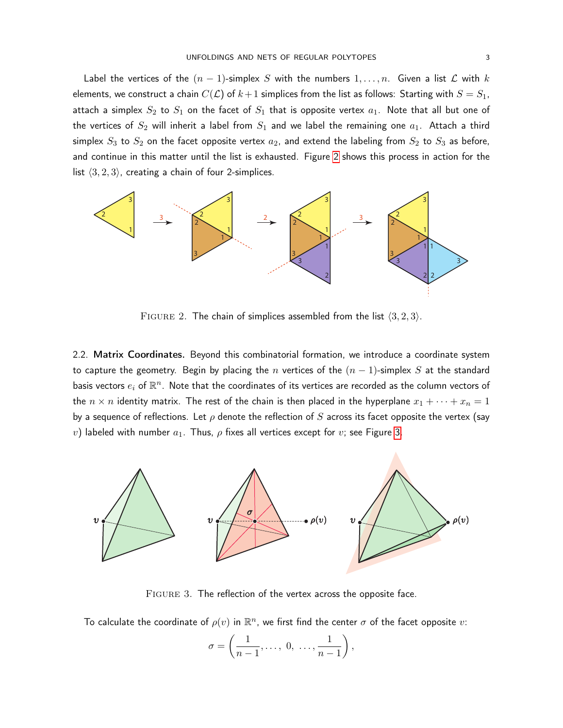Label the vertices of the $(n-1)$-simplex $S$ with the numbers $1, \ldots, n$. Given a list $\mathcal{L}$ with $k$ elements, we construct a chain $C(\mathcal{L})$ of $k+1$ simplices from the list as follows: Starting with $S = S_1$, attach a simplex $S_2$ to $S_1$ on the facet of $S_1$ that is opposite vertex $a_1$. Note that all but one of the vertices of $S_2$ will inherit a label from $S_1$ and we label the remaining one $a_1$. Attach a third simplex $S_3$ to $S_2$ on the facet opposite vertex $a_2$, and extend the labeling from $S_2$ to $S_3$ as before, and continue in this matter until the list is exhausted. Figure 2 shows this process in action for the list $\langle 3, 2, 3 \rangle$, creating a chain of four 2-simplices.

FIGURE 2. The chain of simplices assembled from the list $\langle 3, 2, 3 \rangle$.

2.2. **Matrix Coordinates.** Beyond this combinatorial formation, we introduce a coordinate system to capture the geometry. Begin by placing the $n$ vertices of the $(n-1)$-simplex $S$ at the standard basis vectors $e_i$ of $\mathbb{R}^n$. Note that the coordinates of its vertices are recorded as the column vectors of the $n \times n$ identity matrix. The rest of the chain is then placed in the hyperplane $x_1 + \cdots + x_n = 1$ by a sequence of reflections. Let $\rho$ denote the reflection of $S$ across its facet opposite the vertex (say $v$) labeled with number $a_1$. Thus, $\rho$ fixes all vertices except for $v$; see Figure 3.

FIGURE 3. The reflection of the vertex across the opposite face.

To calculate the coordinate of $\rho(v)$ in $\mathbb{R}^n$, we first find the center $\sigma$ of the facet opposite $v$:

$$\sigma = \left( \frac{1}{n-1}, \ldots, \ 0, \ \ldots, \frac{1}{n-1} \right),$$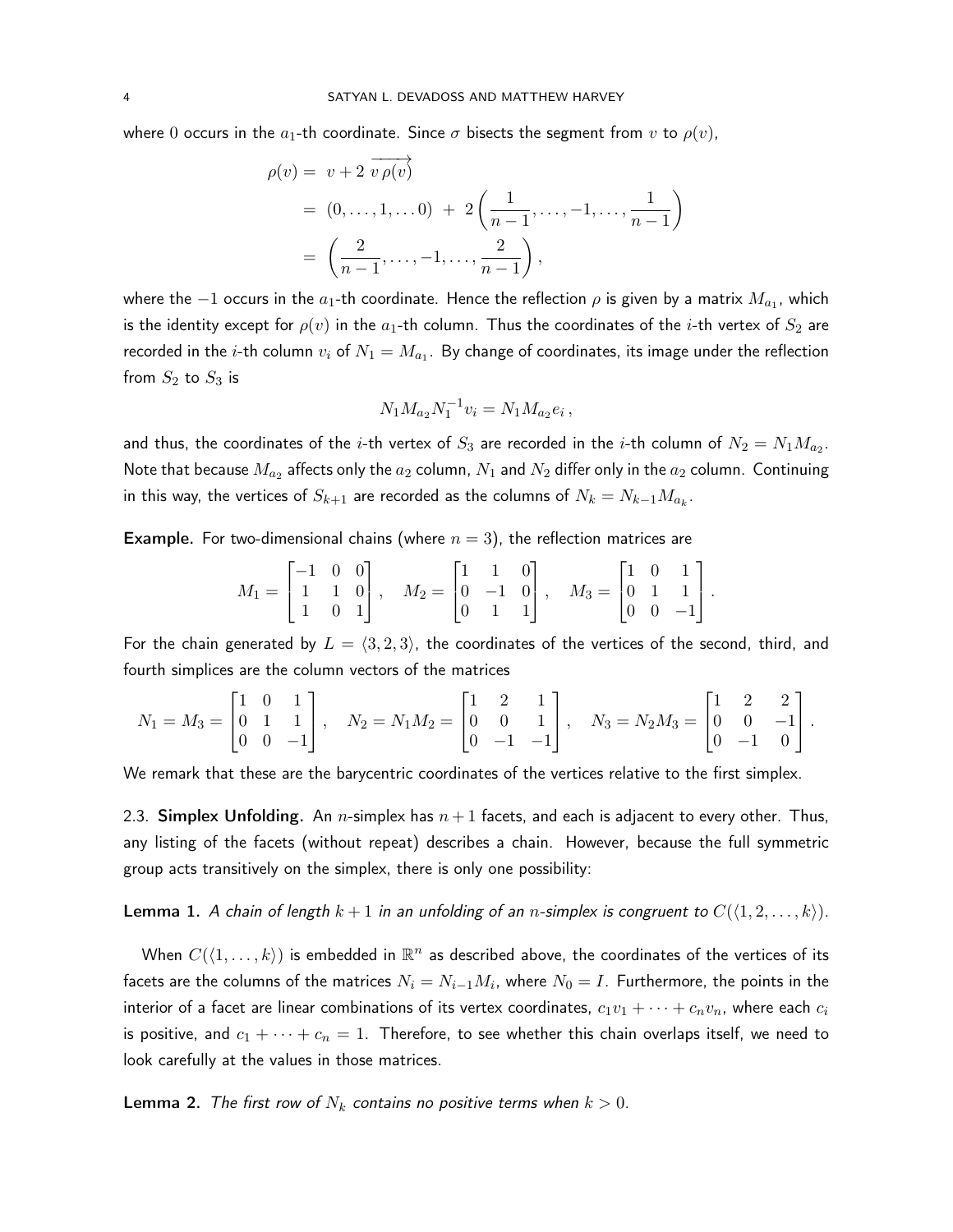where 0 occurs in the $a_1$-th coordinate. Since $\sigma$ bisects the segment from $v$ to $\rho(v)$,

$$
\begin{aligned}
\rho(v) &= v + 2\,\overrightarrow{v\,\rho(v)} \\
&= (0,\ldots,1,\ldots 0) \;+\; 2\left(\frac{1}{n-1},\ldots,-1,\ldots,\frac{1}{n-1}\right) \\
&= \left(\frac{2}{n-1},\ldots,-1,\ldots,\frac{2}{n-1}\right),
\end{aligned}
$$

where the $-1$ occurs in the $a_1$-th coordinate. Hence the reflection $\rho$ is given by a matrix $M_{a_1}$, which is the identity except for $\rho(v)$ in the $a_1$-th column. Thus the coordinates of the $i$-th vertex of $S_2$ are recorded in the $i$-th column $v_i$ of $N_1 = M_{a_1}$. By change of coordinates, its image under the reflection from $S_2$ to $S_3$ is

$$
N_1 M_{a_2} N_1^{-1} v_i = N_1 M_{a_2} e_i\,,
$$

and thus, the coordinates of the $i$-th vertex of $S_3$ are recorded in the $i$-th column of $N_2 = N_1 M_{a_2}$. Note that because $M_{a_2}$ affects only the $a_2$ column, $N_1$ and $N_2$ differ only in the $a_2$ column. Continuing in this way, the vertices of $S_{k+1}$ are recorded as the columns of $N_k = N_{k-1} M_{a_k}$.

**Example.** For two-dimensional chains (where $n = 3$), the reflection matrices are

$$
M_1 = \begin{bmatrix} -1 & 0 & 0 \\ 1 & 1 & 0 \\ 1 & 0 & 1 \end{bmatrix}, \quad M_2 = \begin{bmatrix} 1 & 1 & 0 \\ 0 & -1 & 0 \\ 0 & 1 & 1 \end{bmatrix}, \quad M_3 = \begin{bmatrix} 1 & 0 & 1 \\ 0 & 1 & 1 \\ 0 & 0 & -1 \end{bmatrix}.
$$

For the chain generated by $L = \langle 3, 2, 3 \rangle$, the coordinates of the vertices of the second, third, and fourth simplices are the column vectors of the matrices

$$
N_1 = M_3 = \begin{bmatrix} 1 & 0 & 1 \\ 0 & 1 & 1 \\ 0 & 0 & -1 \end{bmatrix}, \quad N_2 = N_1 M_2 = \begin{bmatrix} 1 & 2 & 1 \\ 0 & 0 & 1 \\ 0 & -1 & -1 \end{bmatrix}, \quad N_3 = N_2 M_3 = \begin{bmatrix} 1 & 2 & 2 \\ 0 & 0 & -1 \\ 0 & -1 & 0 \end{bmatrix}.
$$

We remark that these are the barycentric coordinates of the vertices relative to the first simplex.

2.3. **Simplex Unfolding.** An $n$-simplex has $n+1$ facets, and each is adjacent to every other. Thus, any listing of the facets (without repeat) describes a chain. However, because the full symmetric group acts transitively on the simplex, there is only one possibility:

**Lemma 1.** *A chain of length $k+1$ in an unfolding of an $n$-simplex is congruent to $C(\langle 1, 2, \ldots, k \rangle)$.*

When $C(\langle 1, \ldots, k \rangle)$ is embedded in $\mathbb{R}^n$ as described above, the coordinates of the vertices of its facets are the columns of the matrices $N_i = N_{i-1} M_i$, where $N_0 = I$. Furthermore, the points in the interior of a facet are linear combinations of its vertex coordinates, $c_1 v_1 + \cdots + c_n v_n$, where each $c_i$ is positive, and $c_1 + \cdots + c_n = 1$. Therefore, to see whether this chain overlaps itself, we need to look carefully at the values in those matrices.

**Lemma 2.** *The first row of $N_k$ contains no positive terms when $k > 0$.*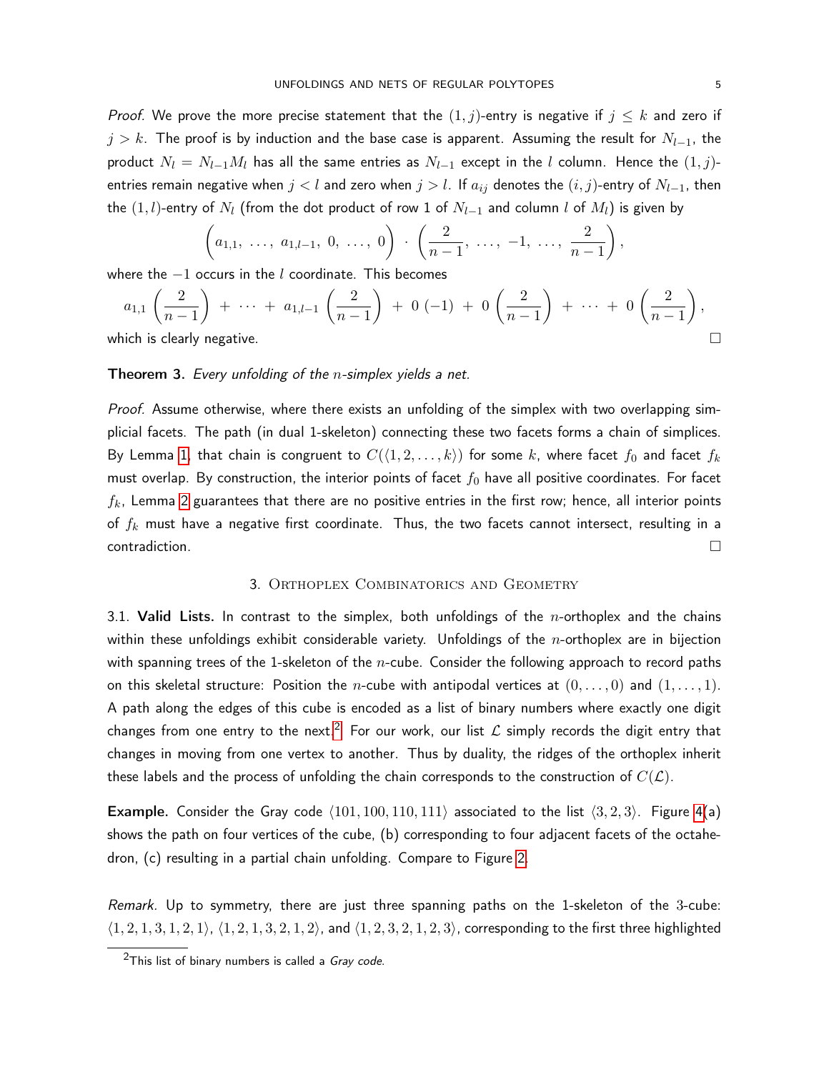*Proof.* We prove the more precise statement that the $(1, j)$-entry is negative if $j \leq k$ and zero if $j > k$. The proof is by induction and the base case is apparent. Assuming the result for $N_{l-1}$, the product $N_l = N_{l-1}M_l$ has all the same entries as $N_{l-1}$ except in the $l$ column. Hence the $(1, j)$-entries remain negative when $j < l$ and zero when $j > l$. If $a_{ij}$ denotes the $(i, j)$-entry of $N_{l-1}$, then the $(1, l)$-entry of $N_l$ (from the dot product of row 1 of $N_{l-1}$ and column $l$ of $M_l$) is given by

$$\Big(a_{1,1},\ \ldots,\ a_{1,l-1},\ 0,\ \ldots,\ 0\Big)\ \cdot\ \left(\frac{2}{n-1},\ \ldots,\ -1,\ \ldots,\ \frac{2}{n-1}\right),$$

where the $-1$ occurs in the $l$ coordinate. This becomes

$$a_{1,1}\left(\frac{2}{n-1}\right)\ +\ \cdots\ +\ a_{1,l-1}\left(\frac{2}{n-1}\right)\ +\ 0\,(-1)\ +\ 0\left(\frac{2}{n-1}\right)\ +\ \cdots\ +\ 0\left(\frac{2}{n-1}\right),$$

which is clearly negative. ∎

**Theorem 3.** *Every unfolding of the $n$-simplex yields a net.*

*Proof.* Assume otherwise, where there exists an unfolding of the simplex with two overlapping simplicial facets. The path (in dual 1-skeleton) connecting these two facets forms a chain of simplices. By Lemma 1, that chain is congruent to $C(\langle 1, 2, \ldots, k\rangle)$ for some $k$, where facet $f_0$ and facet $f_k$ must overlap. By construction, the interior points of facet $f_0$ have all positive coordinates. For facet $f_k$, Lemma 2 guarantees that there are no positive entries in the first row; hence, all interior points of $f_k$ must have a negative first coordinate. Thus, the two facets cannot intersect, resulting in a contradiction. ∎

## 3. Orthoplex Combinatorics and Geometry

3.1. **Valid Lists.** In contrast to the simplex, both unfoldings of the $n$-orthoplex and the chains within these unfoldings exhibit considerable variety. Unfoldings of the $n$-orthoplex are in bijection with spanning trees of the 1-skeleton of the $n$-cube. Consider the following approach to record paths on this skeletal structure: Position the $n$-cube with antipodal vertices at $(0, \ldots, 0)$ and $(1, \ldots, 1)$. A path along the edges of this cube is encoded as a list of binary numbers where exactly one digit changes from one entry to the next.[2] For our work, our list $\mathcal{L}$ simply records the digit entry that changes in moving from one vertex to another. Thus by duality, the ridges of the orthoplex inherit these labels and the process of unfolding the chain corresponds to the construction of $C(\mathcal{L})$.

**Example.** Consider the Gray code $\langle 101, 100, 110, 111\rangle$ associated to the list $\langle 3, 2, 3\rangle$. Figure 4(a) shows the path on four vertices of the cube, (b) corresponding to four adjacent facets of the octahedron, (c) resulting in a partial chain unfolding. Compare to Figure 2.

*Remark.* Up to symmetry, there are just three spanning paths on the 1-skeleton of the 3-cube: $\langle 1, 2, 1, 3, 1, 2, 1\rangle$, $\langle 1, 2, 1, 3, 2, 1, 2\rangle$, and $\langle 1, 2, 3, 2, 1, 2, 3\rangle$, corresponding to the first three highlighted

[2] This list of binary numbers is called a *Gray code*.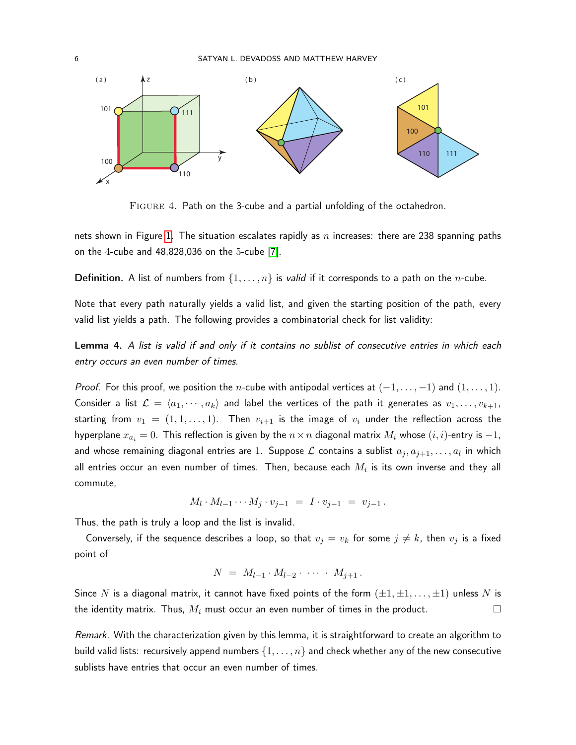FIGURE 4. Path on the 3-cube and a partial unfolding of the octahedron.

nets shown in Figure 1. The situation escalates rapidly as $n$ increases: there are 238 spanning paths on the 4-cube and 48,828,036 on the 5-cube [7].

**Definition.** A list of numbers from $\{1, \ldots, n\}$ is *valid* if it corresponds to a path on the $n$-cube.

Note that every path naturally yields a valid list, and given the starting position of the path, every valid list yields a path. The following provides a combinatorial check for list validity:

**Lemma 4.** *A list is valid if and only if it contains no sublist of consecutive entries in which each entry occurs an even number of times.*

*Proof.* For this proof, we position the $n$-cube with antipodal vertices at $(-1, \ldots, -1)$ and $(1, \ldots, 1)$. Consider a list $\mathcal{L} = \langle a_1, \cdots, a_k \rangle$ and label the vertices of the path it generates as $v_1, \ldots, v_{k+1}$, starting from $v_1 = (1, 1, \ldots, 1)$. Then $v_{i+1}$ is the image of $v_i$ under the reflection across the hyperplane $x_{a_i} = 0$. This reflection is given by the $n \times n$ diagonal matrix $M_i$ whose $(i, i)$-entry is $-1$, and whose remaining diagonal entries are $1$. Suppose $\mathcal{L}$ contains a sublist $a_j, a_{j+1}, \ldots, a_l$ in which all entries occur an even number of times. Then, because each $M_i$ is its own inverse and they all commute,

$$M_l \cdot M_{l-1} \cdots M_j \cdot v_{j-1} \; = \; I \cdot v_{j-1} \; = \; v_{j-1} \, .$$

Thus, the path is truly a loop and the list is invalid.

Conversely, if the sequence describes a loop, so that $v_j = v_k$ for some $j \neq k$, then $v_j$ is a fixed point of

$$N \; = \; M_{l-1} \cdot M_{l-2} \cdot \; \cdots \; \cdot \; M_{j+1} \, .$$

Since $N$ is a diagonal matrix, it cannot have fixed points of the form $(\pm 1, \pm 1, \ldots, \pm 1)$ unless $N$ is the identity matrix. Thus, $M_i$ must occur an even number of times in the product. □

*Remark.* With the characterization given by this lemma, it is straightforward to create an algorithm to build valid lists: recursively append numbers $\{1, \ldots, n\}$ and check whether any of the new consecutive sublists have entries that occur an even number of times.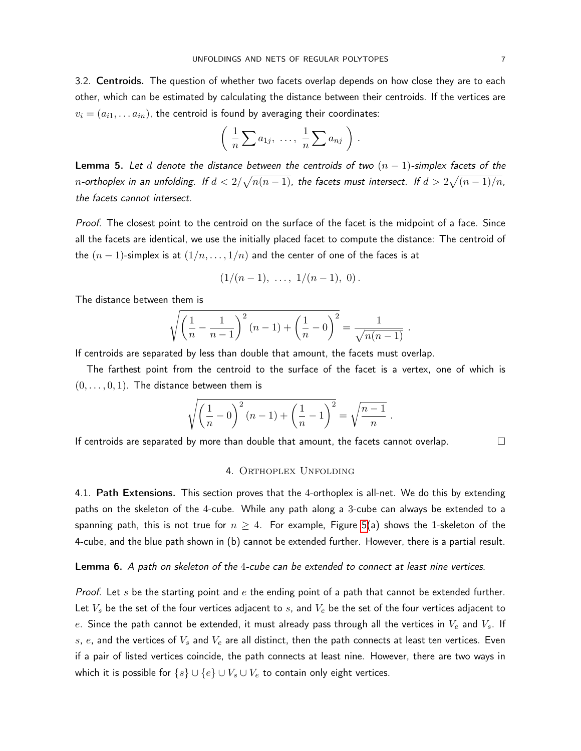**3.2. Centroids.** The question of whether two facets overlap depends on how close they are to each other, which can be estimated by calculating the distance between their centroids. If the vertices are $v_i = (a_{i1}, \ldots a_{in})$, the centroid is found by averaging their coordinates:

$$\left( \frac{1}{n} \sum a_{1j}, \ \ldots, \ \frac{1}{n} \sum a_{nj} \right).$$

**Lemma 5.** *Let $d$ denote the distance between the centroids of two $(n-1)$-simplex facets of the $n$-orthoplex in an unfolding. If $d < 2/\sqrt{n(n-1)}$, the facets must intersect. If $d > 2\sqrt{(n-1)/n}$, the facets cannot intersect.*

*Proof.* The closest point to the centroid on the surface of the facet is the midpoint of a face. Since all the facets are identical, we use the initially placed facet to compute the distance: The centroid of the $(n-1)$-simplex is at $(1/n, \ldots, 1/n)$ and the center of one of the faces is at

$$(1/(n-1), \ \ldots, \ 1/(n-1), \ 0).$$

The distance between them is

$$\sqrt{\left(\frac{1}{n} - \frac{1}{n-1}\right)^2 (n-1) + \left(\frac{1}{n} - 0\right)^2} = \frac{1}{\sqrt{n(n-1)}}.$$

If centroids are separated by less than double that amount, the facets must overlap.

The farthest point from the centroid to the surface of the facet is a vertex, one of which is $(0, \ldots, 0, 1)$. The distance between them is

$$\sqrt{\left(\frac{1}{n} - 0\right)^2 (n-1) + \left(\frac{1}{n} - 1\right)^2} = \sqrt{\frac{n-1}{n}}.$$

If centroids are separated by more than double that amount, the facets cannot overlap. □

## 4. Orthoplex Unfolding

**4.1. Path Extensions.** This section proves that the 4-orthoplex is all-net. We do this by extending paths on the skeleton of the 4-cube. While any path along a 3-cube can always be extended to a spanning path, this is not true for $n \geq 4$. For example, Figure 5(a) shows the 1-skeleton of the 4-cube, and the blue path shown in (b) cannot be extended further. However, there is a partial result.

**Lemma 6.** *A path on skeleton of the 4-cube can be extended to connect at least nine vertices.*

*Proof.* Let $s$ be the starting point and $e$ the ending point of a path that cannot be extended further. Let $V_s$ be the set of the four vertices adjacent to $s$, and $V_e$ be the set of the four vertices adjacent to $e$. Since the path cannot be extended, it must already pass through all the vertices in $V_e$ and $V_s$. If $s$, $e$, and the vertices of $V_s$ and $V_e$ are all distinct, then the path connects at least ten vertices. Even if a pair of listed vertices coincide, the path connects at least nine. However, there are two ways in which it is possible for $\{s\} \cup \{e\} \cup V_s \cup V_e$ to contain only eight vertices.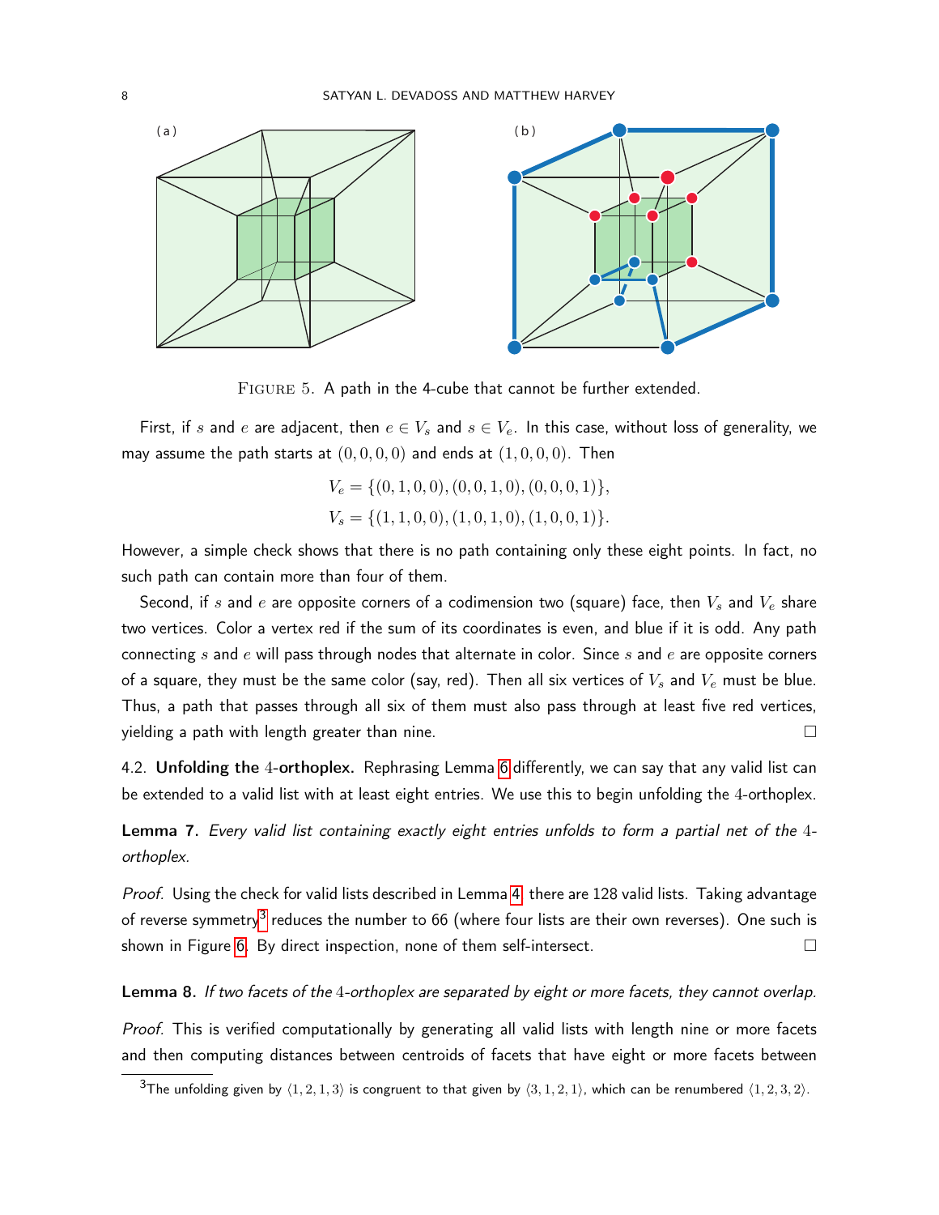FIGURE 5. A path in the 4-cube that cannot be further extended.

First, if $s$ and $e$ are adjacent, then $e \in V_s$ and $s \in V_e$. In this case, without loss of generality, we may assume the path starts at $(0,0,0,0)$ and ends at $(1,0,0,0)$. Then

$$V_e = \{(0,1,0,0), (0,0,1,0), (0,0,0,1)\},$$
$$V_s = \{(1,1,0,0), (1,0,1,0), (1,0,0,1)\}.$$

However, a simple check shows that there is no path containing only these eight points. In fact, no such path can contain more than four of them.

Second, if $s$ and $e$ are opposite corners of a codimension two (square) face, then $V_s$ and $V_e$ share two vertices. Color a vertex red if the sum of its coordinates is even, and blue if it is odd. Any path connecting $s$ and $e$ will pass through nodes that alternate in color. Since $s$ and $e$ are opposite corners of a square, they must be the same color (say, red). Then all six vertices of $V_s$ and $V_e$ must be blue. Thus, a path that passes through all six of them must also pass through at least five red vertices, yielding a path with length greater than nine. □

4.2. **Unfolding the 4-orthoplex.** Rephrasing Lemma 6 differently, we can say that any valid list can be extended to a valid list with at least eight entries. We use this to begin unfolding the 4-orthoplex.

**Lemma 7.** *Every valid list containing exactly eight entries unfolds to form a partial net of the 4-orthoplex.*

*Proof.* Using the check for valid lists described in Lemma 4, there are 128 valid lists. Taking advantage of reverse symmetry[3] reduces the number to 66 (where four lists are their own reverses). One such is shown in Figure 6. By direct inspection, none of them self-intersect. □

**Lemma 8.** *If two facets of the 4-orthoplex are separated by eight or more facets, they cannot overlap.*

*Proof.* This is verified computationally by generating all valid lists with length nine or more facets and then computing distances between centroids of facets that have eight or more facets between

[3] The unfolding given by $\langle 1,2,1,3\rangle$ is congruent to that given by $\langle 3,1,2,1\rangle$, which can be renumbered $\langle 1,2,3,2\rangle$.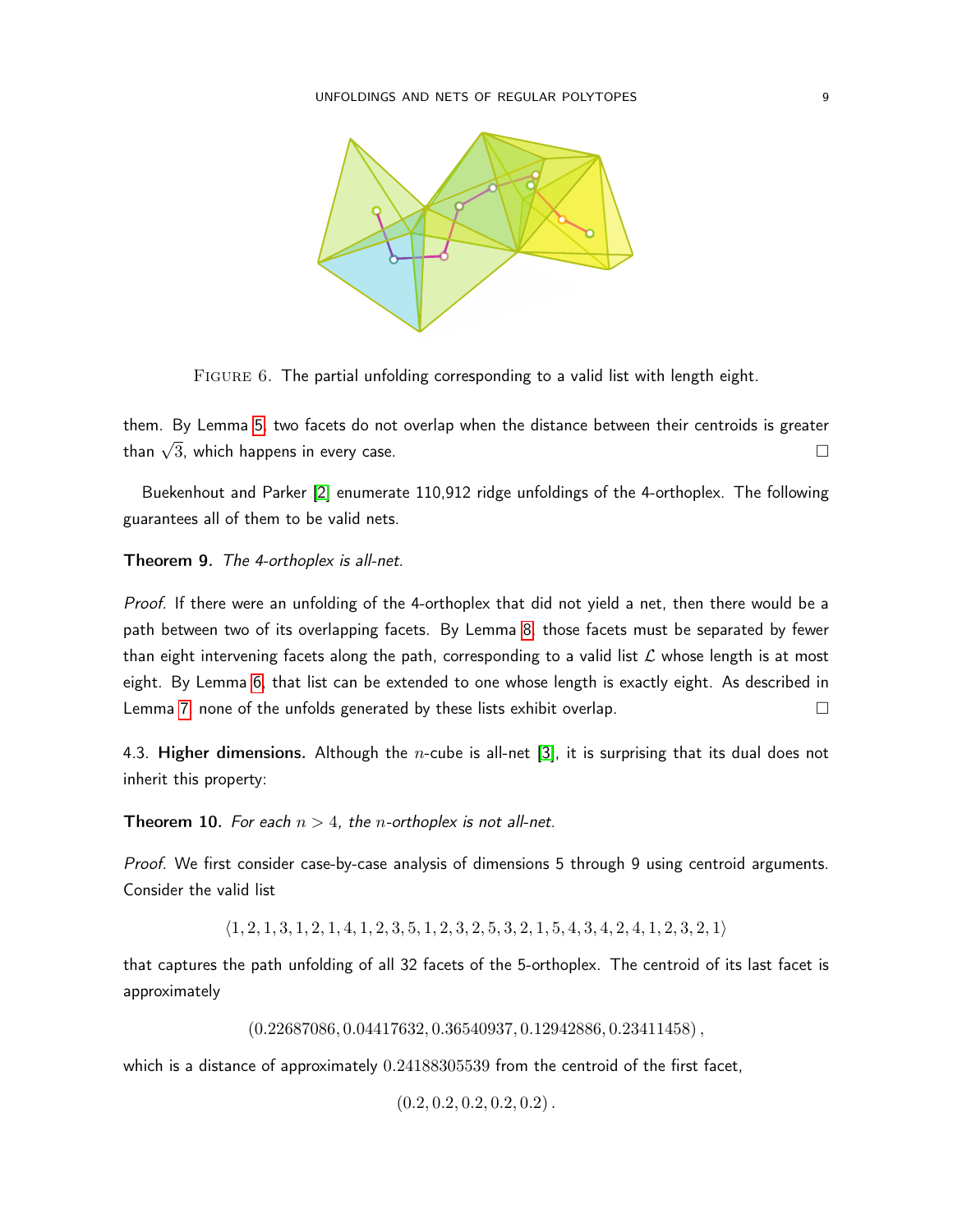FIGURE 6. The partial unfolding corresponding to a valid list with length eight.

them. By Lemma 5, two facets do not overlap when the distance between their centroids is greater than $\sqrt{3}$, which happens in every case. □

Buekenhout and Parker [2] enumerate 110,912 ridge unfoldings of the 4-orthoplex. The following guarantees all of them to be valid nets.

**Theorem 9.** *The 4-orthoplex is all-net.*

*Proof.* If there were an unfolding of the 4-orthoplex that did not yield a net, then there would be a path between two of its overlapping facets. By Lemma 8, those facets must be separated by fewer than eight intervening facets along the path, corresponding to a valid list $\mathcal{L}$ whose length is at most eight. By Lemma 6, that list can be extended to one whose length is exactly eight. As described in Lemma 7, none of the unfolds generated by these lists exhibit overlap. □

4.3. **Higher dimensions.** Although the $n$-cube is all-net [3], it is surprising that its dual does not inherit this property:

**Theorem 10.** *For each $n > 4$, the $n$-orthoplex is not all-net.*

*Proof.* We first consider case-by-case analysis of dimensions 5 through 9 using centroid arguments. Consider the valid list

$$\langle 1, 2, 1, 3, 1, 2, 1, 4, 1, 2, 3, 5, 1, 2, 3, 2, 5, 3, 2, 1, 5, 4, 3, 4, 2, 4, 1, 2, 3, 2, 1 \rangle$$

that captures the path unfolding of all 32 facets of the 5-orthoplex. The centroid of its last facet is approximately

$$(0.22687086, 0.04417632, 0.36540937, 0.12942886, 0.23411458),$$

which is a distance of approximately $0.24188305539$ from the centroid of the first facet,

$$(0.2, 0.2, 0.2, 0.2, 0.2).$$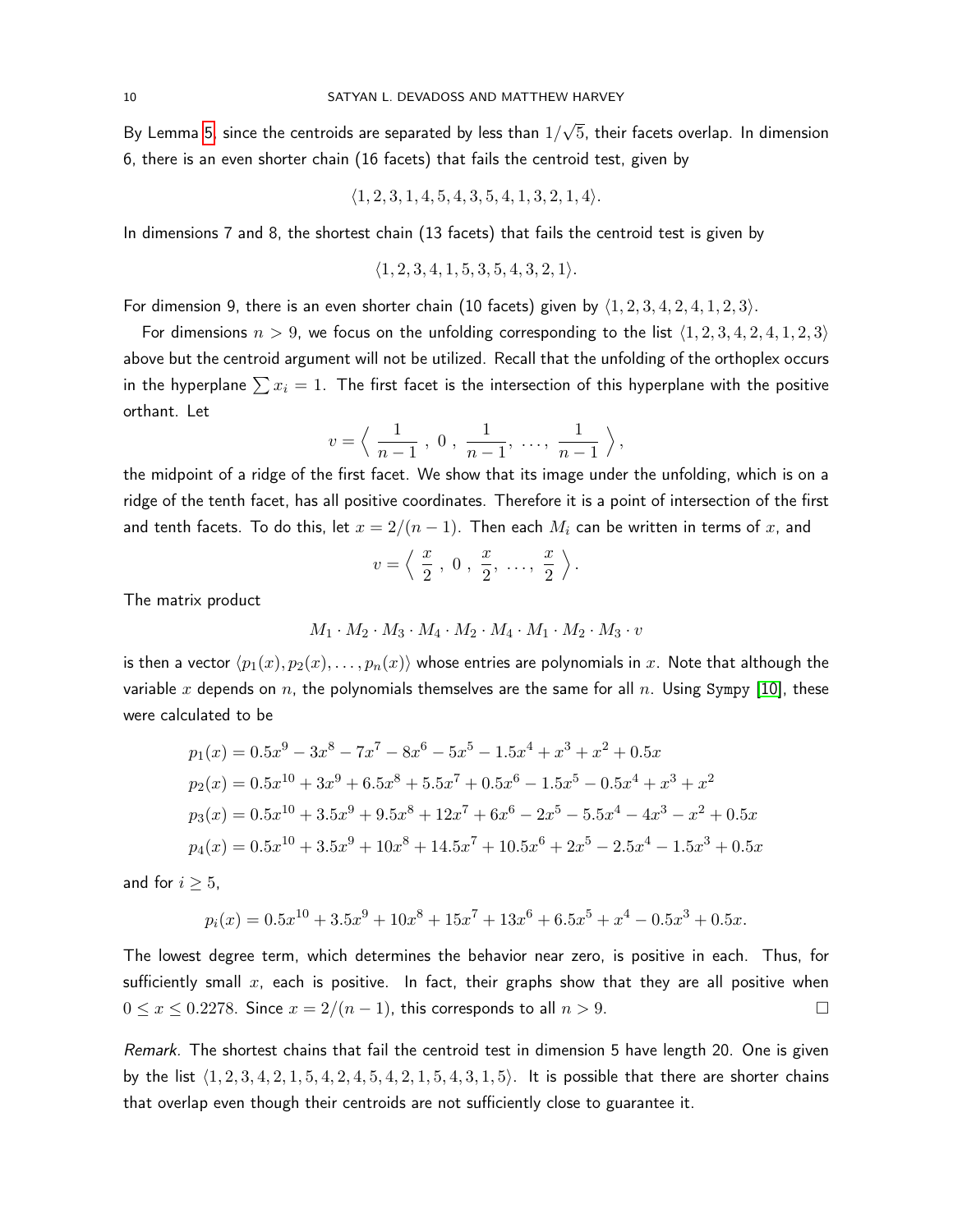By Lemma 5, since the centroids are separated by less than $1/\sqrt{5}$, their facets overlap. In dimension 6, there is an even shorter chain (16 facets) that fails the centroid test, given by

$$\langle 1, 2, 3, 1, 4, 5, 4, 3, 5, 4, 1, 3, 2, 1, 4 \rangle.$$

In dimensions 7 and 8, the shortest chain (13 facets) that fails the centroid test is given by

$$\langle 1, 2, 3, 4, 1, 5, 3, 5, 4, 3, 2, 1 \rangle.$$

For dimension 9, there is an even shorter chain (10 facets) given by $\langle 1, 2, 3, 4, 2, 4, 1, 2, 3 \rangle$.

For dimensions $n > 9$, we focus on the unfolding corresponding to the list $\langle 1, 2, 3, 4, 2, 4, 1, 2, 3 \rangle$ above but the centroid argument will not be utilized. Recall that the unfolding of the orthoplex occurs in the hyperplane $\sum x_i = 1$. The first facet is the intersection of this hyperplane with the positive orthant. Let

$$v = \left\langle \frac{1}{n-1}, 0, \frac{1}{n-1}, \ldots, \frac{1}{n-1} \right\rangle,$$

the midpoint of a ridge of the first facet. We show that its image under the unfolding, which is on a ridge of the tenth facet, has all positive coordinates. Therefore it is a point of intersection of the first and tenth facets. To do this, let $x = 2/(n-1)$. Then each $M_i$ can be written in terms of $x$, and

$$v = \left\langle \frac{x}{2}, 0, \frac{x}{2}, \ldots, \frac{x}{2} \right\rangle.$$

The matrix product

$$M_1 \cdot M_2 \cdot M_3 \cdot M_4 \cdot M_2 \cdot M_4 \cdot M_1 \cdot M_2 \cdot M_3 \cdot v$$

is then a vector $\langle p_1(x), p_2(x), \ldots, p_n(x) \rangle$ whose entries are polynomials in $x$. Note that although the variable $x$ depends on $n$, the polynomials themselves are the same for all $n$. Using Sympy [10], these were calculated to be

$$\begin{aligned}
p_1(x) &= 0.5x^9 - 3x^8 - 7x^7 - 8x^6 - 5x^5 - 1.5x^4 + x^3 + x^2 + 0.5x \\
p_2(x) &= 0.5x^{10} + 3x^9 + 6.5x^8 + 5.5x^7 + 0.5x^6 - 1.5x^5 - 0.5x^4 + x^3 + x^2 \\
p_3(x) &= 0.5x^{10} + 3.5x^9 + 9.5x^8 + 12x^7 + 6x^6 - 2x^5 - 5.5x^4 - 4x^3 - x^2 + 0.5x \\
p_4(x) &= 0.5x^{10} + 3.5x^9 + 10x^8 + 14.5x^7 + 10.5x^6 + 2x^5 - 2.5x^4 - 1.5x^3 + 0.5x
\end{aligned}$$

and for $i \geq 5$,

$$p_i(x) = 0.5x^{10} + 3.5x^9 + 10x^8 + 15x^7 + 13x^6 + 6.5x^5 + x^4 - 0.5x^3 + 0.5x.$$

The lowest degree term, which determines the behavior near zero, is positive in each. Thus, for sufficiently small $x$, each is positive. In fact, their graphs show that they are all positive when $0 \leq x \leq 0.2278$. Since $x = 2/(n-1)$, this corresponds to all $n > 9$. $\square$

*Remark.* The shortest chains that fail the centroid test in dimension 5 have length 20. One is given by the list $\langle 1, 2, 3, 4, 2, 1, 5, 4, 2, 4, 5, 4, 2, 1, 5, 4, 3, 1, 5 \rangle$. It is possible that there are shorter chains that overlap even though their centroids are not sufficiently close to guarantee it.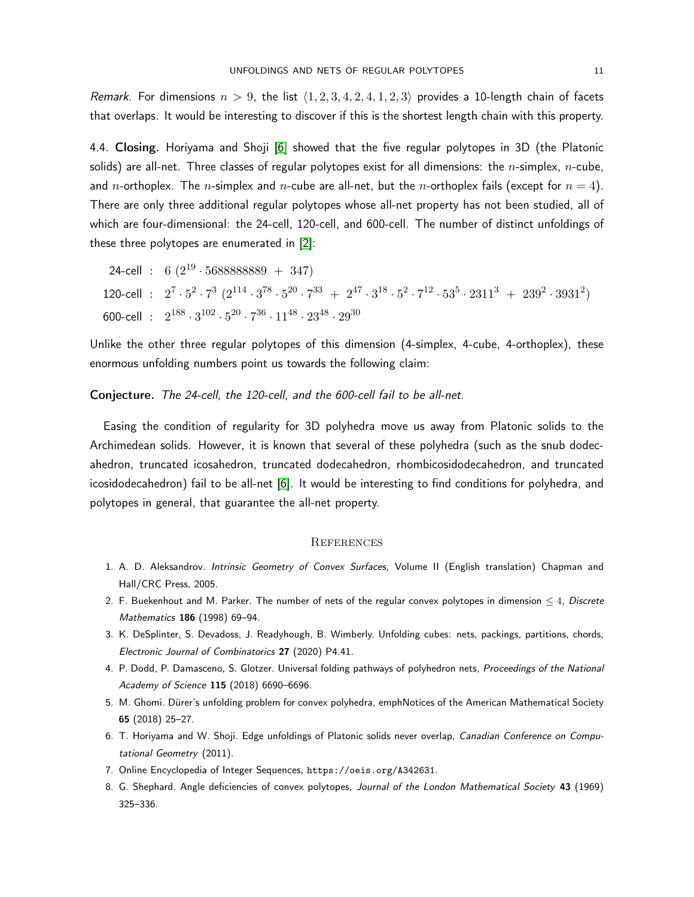*Remark.* For dimensions $n > 9$, the list $\langle 1, 2, 3, 4, 2, 4, 1, 2, 3 \rangle$ provides a 10-length chain of facets that overlaps. It would be interesting to discover if this is the shortest length chain with this property.

4.4. **Closing.** Horiyama and Shoji [6] showed that the five regular polytopes in 3D (the Platonic solids) are all-net. Three classes of regular polytopes exist for all dimensions: the $n$-simplex, $n$-cube, and $n$-orthoplex. The $n$-simplex and $n$-cube are all-net, but the $n$-orthoplex fails (except for $n = 4$). There are only three additional regular polytopes whose all-net property has not been studied, all of which are four-dimensional: the 24-cell, 120-cell, and 600-cell. The number of distinct unfoldings of these three polytopes are enumerated in [2]:

24-cell : $6\ (2^{19} \cdot 5688888889\ +\ 347)$

120-cell : $2^7 \cdot 5^2 \cdot 7^3\ (2^{114} \cdot 3^{78} \cdot 5^{20} \cdot 7^{33}\ +\ 2^{47} \cdot 3^{18} \cdot 5^2 \cdot 7^{12} \cdot 53^5 \cdot 2311^3\ +\ 239^2 \cdot 3931^2)$

600-cell : $2^{188} \cdot 3^{102} \cdot 5^{20} \cdot 7^{36} \cdot 11^{48} \cdot 23^{48} \cdot 29^{30}$

Unlike the other three regular polytopes of this dimension (4-simplex, 4-cube, 4-orthoplex), these enormous unfolding numbers point us towards the following claim:

**Conjecture.** *The 24-cell, the 120-cell, and the 600-cell fail to be all-net.*

Easing the condition of regularity for 3D polyhedra move us away from Platonic solids to the Archimedean solids. However, it is known that several of these polyhedra (such as the snub dodecahedron, truncated icosahedron, truncated dodecahedron, rhombicosidodecahedron, and truncated icosidodecahedron) fail to be all-net [6]. It would be interesting to find conditions for polyhedra, and polytopes in general, that guarantee the all-net property.

## References

1. A. D. Aleksandrov. *Intrinsic Geometry of Convex Surfaces*, Volume II (English translation) Chapman and Hall/CRC Press, 2005.
2. F. Buekenhout and M. Parker. The number of nets of the regular convex polytopes in dimension $\leq 4$, *Discrete Mathematics* **186** (1998) 69–94.
3. K. DeSplinter, S. Devadoss, J. Readyhough, B. Wimberly. Unfolding cubes: nets, packings, partitions, chords, *Electronic Journal of Combinatorics* **27** (2020) P4.41.
4. P. Dodd, P. Damasceno, S. Glotzer. Universal folding pathways of polyhedron nets, *Proceedings of the National Academy of Science* **115** (2018) 6690–6696.
5. M. Ghomi. Dürer's unfolding problem for convex polyhedra, emphNotices of the American Mathematical Society **65** (2018) 25–27.
6. T. Horiyama and W. Shoji. Edge unfoldings of Platonic solids never overlap, *Canadian Conference on Computational Geometry* (2011).
7. Online Encyclopedia of Integer Sequences, `https://oeis.org/A342631`.
8. G. Shephard. Angle deficiencies of convex polytopes, *Journal of the London Mathematical Society* **43** (1969) 325–336.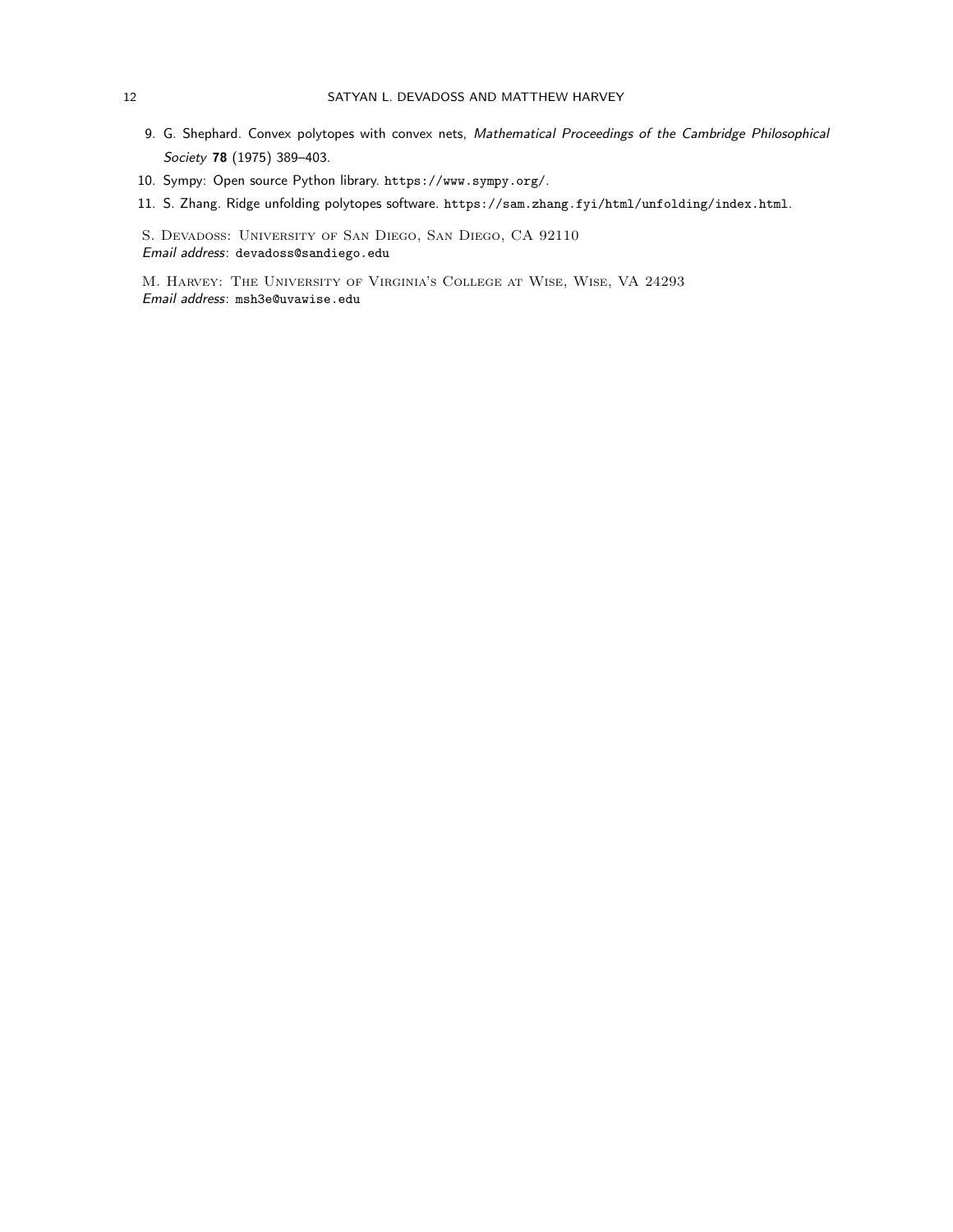9. G. Shephard. Convex polytopes with convex nets, *Mathematical Proceedings of the Cambridge Philosophical Society* **78** (1975) 389–403.
10. Sympy: Open source Python library. https://www.sympy.org/.
11. S. Zhang. Ridge unfolding polytopes software. https://sam.zhang.fyi/html/unfolding/index.html.

S. Devadoss: University of San Diego, San Diego, CA 92110
*Email address*: devadoss@sandiego.edu

M. Harvey: The University of Virginia's College at Wise, Wise, VA 24293
*Email address*: msh3e@uvawise.edu